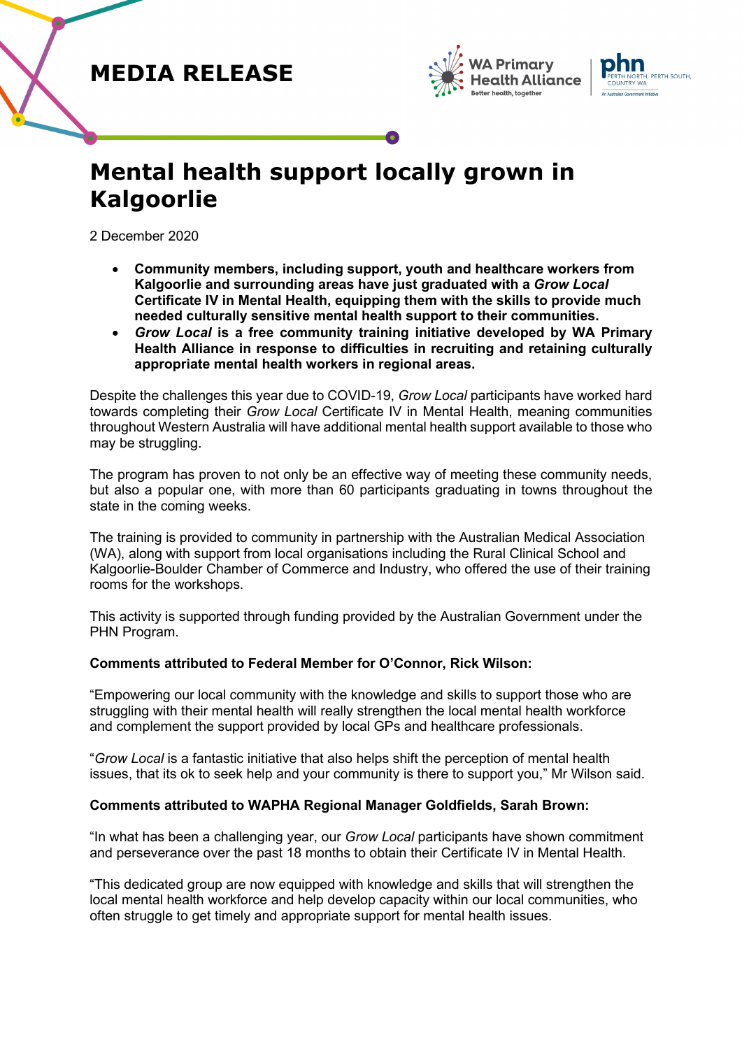# MEDIA RELEASE

## Mental health support locally grown in Kalgoorlie

2 December 2020

- **Community members, including support, youth and healthcare workers from Kalgoorlie and surrounding areas have just graduated with a *Grow Local* Certificate IV in Mental Health, equipping them with the skills to provide much needed culturally sensitive mental health support to their communities.**
- ***Grow Local* is a free community training initiative developed by WA Primary Health Alliance in response to difficulties in recruiting and retaining culturally appropriate mental health workers in regional areas.**

Despite the challenges this year due to COVID-19, *Grow Local* participants have worked hard towards completing their *Grow Local* Certificate IV in Mental Health, meaning communities throughout Western Australia will have additional mental health support available to those who may be struggling.

The program has proven to not only be an effective way of meeting these community needs, but also a popular one, with more than 60 participants graduating in towns throughout the state in the coming weeks.

The training is provided to community in partnership with the Australian Medical Association (WA), along with support from local organisations including the Rural Clinical School and Kalgoorlie-Boulder Chamber of Commerce and Industry, who offered the use of their training rooms for the workshops.

This activity is supported through funding provided by the Australian Government under the PHN Program.

**Comments attributed to Federal Member for O'Connor, Rick Wilson:**

"Empowering our local community with the knowledge and skills to support those who are struggling with their mental health will really strengthen the local mental health workforce and complement the support provided by local GPs and healthcare professionals.

"*Grow Local* is a fantastic initiative that also helps shift the perception of mental health issues, that its ok to seek help and your community is there to support you," Mr Wilson said.

**Comments attributed to WAPHA Regional Manager Goldfields, Sarah Brown:**

"In what has been a challenging year, our *Grow Local* participants have shown commitment and perseverance over the past 18 months to obtain their Certificate IV in Mental Health.

"This dedicated group are now equipped with knowledge and skills that will strengthen the local mental health workforce and help develop capacity within our local communities, who often struggle to get timely and appropriate support for mental health issues.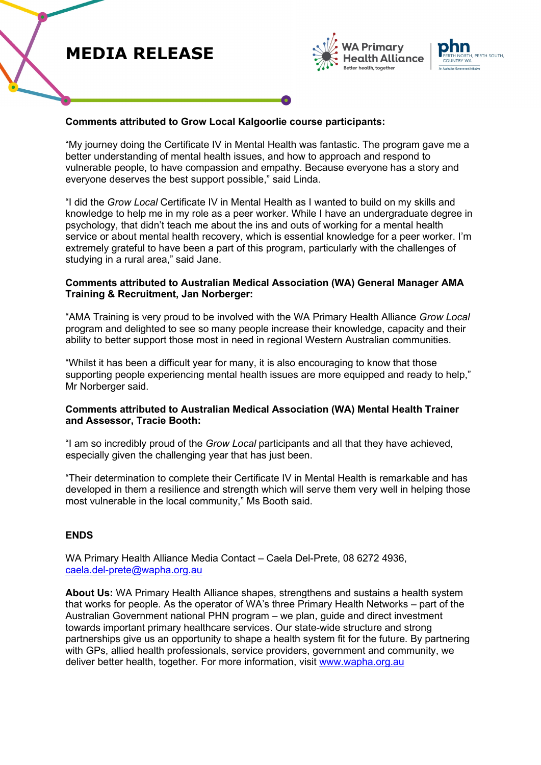# MEDIA RELEASE

**Comments attributed to Grow Local Kalgoorlie course participants:**

"My journey doing the Certificate IV in Mental Health was fantastic. The program gave me a better understanding of mental health issues, and how to approach and respond to vulnerable people, to have compassion and empathy. Because everyone has a story and everyone deserves the best support possible," said Linda.

"I did the *Grow Local* Certificate IV in Mental Health as I wanted to build on my skills and knowledge to help me in my role as a peer worker. While I have an undergraduate degree in psychology, that didn't teach me about the ins and outs of working for a mental health service or about mental health recovery, which is essential knowledge for a peer worker. I'm extremely grateful to have been a part of this program, particularly with the challenges of studying in a rural area," said Jane.

**Comments attributed to Australian Medical Association (WA) General Manager AMA Training & Recruitment, Jan Norberger:**

"AMA Training is very proud to be involved with the WA Primary Health Alliance *Grow Local* program and delighted to see so many people increase their knowledge, capacity and their ability to better support those most in need in regional Western Australian communities.

"Whilst it has been a difficult year for many, it is also encouraging to know that those supporting people experiencing mental health issues are more equipped and ready to help," Mr Norberger said.

**Comments attributed to Australian Medical Association (WA) Mental Health Trainer and Assessor, Tracie Booth:**

"I am so incredibly proud of the *Grow Local* participants and all that they have achieved, especially given the challenging year that has just been.

"Their determination to complete their Certificate IV in Mental Health is remarkable and has developed in them a resilience and strength which will serve them very well in helping those most vulnerable in the local community," Ms Booth said.

**ENDS**

WA Primary Health Alliance Media Contact – Caela Del-Prete, 08 6272 4936, caela.del-prete@wapha.org.au

**About Us:** WA Primary Health Alliance shapes, strengthens and sustains a health system that works for people. As the operator of WA's three Primary Health Networks – part of the Australian Government national PHN program – we plan, guide and direct investment towards important primary healthcare services. Our state-wide structure and strong partnerships give us an opportunity to shape a health system fit for the future. By partnering with GPs, allied health professionals, service providers, government and community, we deliver better health, together. For more information, visit www.wapha.org.au